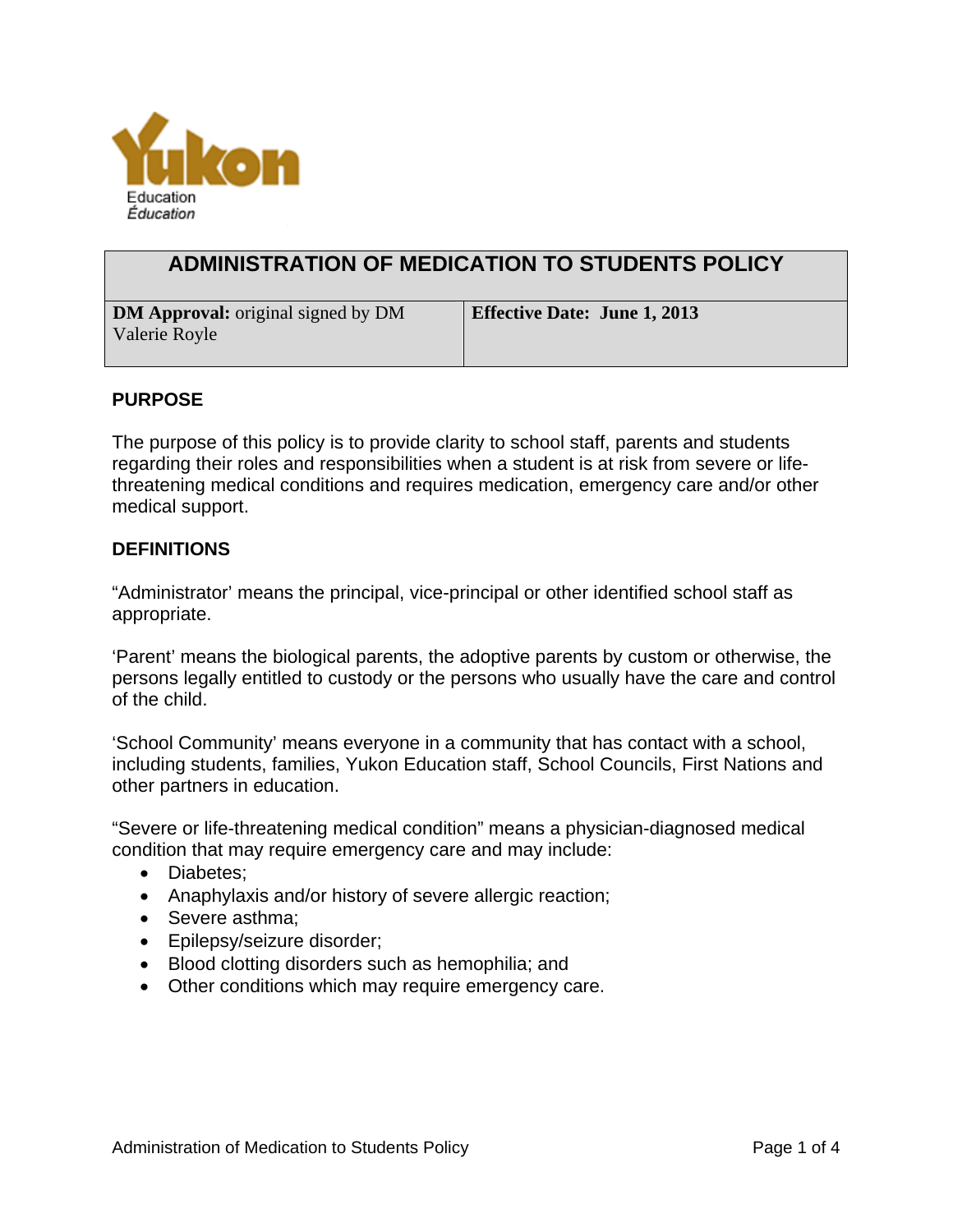Yukon Education
Éducation

# ADMINISTRATION OF MEDICATION TO STUDENTS POLICY

| **DM Approval:** original signed by DM Valerie Royle | **Effective Date: June 1, 2013** |
| --- | --- |

## PURPOSE

The purpose of this policy is to provide clarity to school staff, parents and students regarding their roles and responsibilities when a student is at risk from severe or life-threatening medical conditions and requires medication, emergency care and/or other medical support.

## DEFINITIONS

"Administrator' means the principal, vice-principal or other identified school staff as appropriate.

'Parent' means the biological parents, the adoptive parents by custom or otherwise, the persons legally entitled to custody or the persons who usually have the care and control of the child.

'School Community' means everyone in a community that has contact with a school, including students, families, Yukon Education staff, School Councils, First Nations and other partners in education.

"Severe or life-threatening medical condition" means a physician-diagnosed medical condition that may require emergency care and may include:

- Diabetes;
- Anaphylaxis and/or history of severe allergic reaction;
- Severe asthma;
- Epilepsy/seizure disorder;
- Blood clotting disorders such as hemophilia; and
- Other conditions which may require emergency care.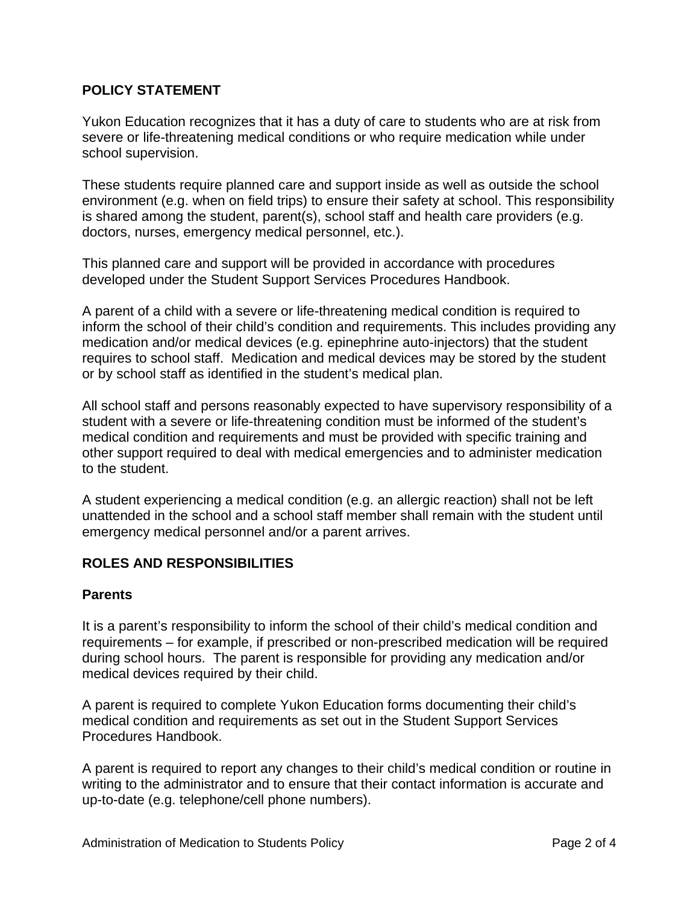## POLICY STATEMENT

Yukon Education recognizes that it has a duty of care to students who are at risk from severe or life-threatening medical conditions or who require medication while under school supervision.

These students require planned care and support inside as well as outside the school environment (e.g. when on field trips) to ensure their safety at school. This responsibility is shared among the student, parent(s), school staff and health care providers (e.g. doctors, nurses, emergency medical personnel, etc.).

This planned care and support will be provided in accordance with procedures developed under the Student Support Services Procedures Handbook.

A parent of a child with a severe or life-threatening medical condition is required to inform the school of their child's condition and requirements. This includes providing any medication and/or medical devices (e.g. epinephrine auto-injectors) that the student requires to school staff. Medication and medical devices may be stored by the student or by school staff as identified in the student's medical plan.

All school staff and persons reasonably expected to have supervisory responsibility of a student with a severe or life-threatening condition must be informed of the student's medical condition and requirements and must be provided with specific training and other support required to deal with medical emergencies and to administer medication to the student.

A student experiencing a medical condition (e.g. an allergic reaction) shall not be left unattended in the school and a school staff member shall remain with the student until emergency medical personnel and/or a parent arrives.

## ROLES AND RESPONSIBILITIES

### Parents

It is a parent's responsibility to inform the school of their child's medical condition and requirements – for example, if prescribed or non-prescribed medication will be required during school hours. The parent is responsible for providing any medication and/or medical devices required by their child.

A parent is required to complete Yukon Education forms documenting their child's medical condition and requirements as set out in the Student Support Services Procedures Handbook.

A parent is required to report any changes to their child's medical condition or routine in writing to the administrator and to ensure that their contact information is accurate and up-to-date (e.g. telephone/cell phone numbers).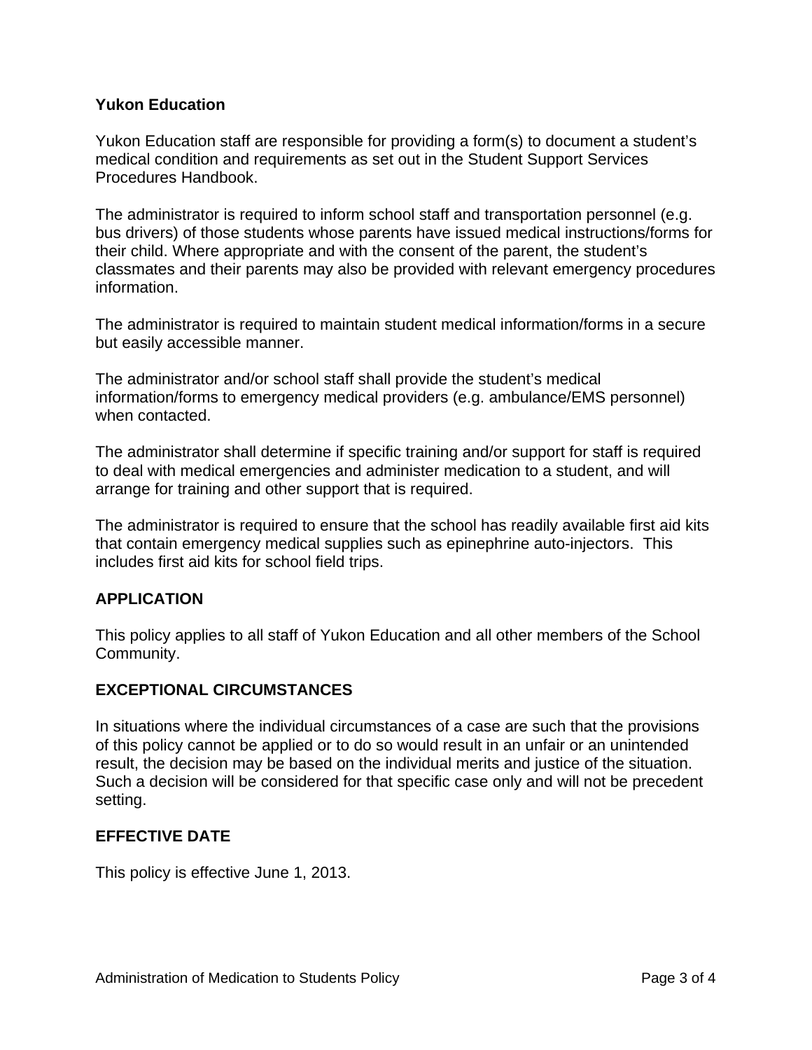**Yukon Education**

Yukon Education staff are responsible for providing a form(s) to document a student's medical condition and requirements as set out in the Student Support Services Procedures Handbook.

The administrator is required to inform school staff and transportation personnel (e.g. bus drivers) of those students whose parents have issued medical instructions/forms for their child. Where appropriate and with the consent of the parent, the student's classmates and their parents may also be provided with relevant emergency procedures information.

The administrator is required to maintain student medical information/forms in a secure but easily accessible manner.

The administrator and/or school staff shall provide the student's medical information/forms to emergency medical providers (e.g. ambulance/EMS personnel) when contacted.

The administrator shall determine if specific training and/or support for staff is required to deal with medical emergencies and administer medication to a student, and will arrange for training and other support that is required.

The administrator is required to ensure that the school has readily available first aid kits that contain emergency medical supplies such as epinephrine auto-injectors. This includes first aid kits for school field trips.

## APPLICATION

This policy applies to all staff of Yukon Education and all other members of the School Community.

## EXCEPTIONAL CIRCUMSTANCES

In situations where the individual circumstances of a case are such that the provisions of this policy cannot be applied or to do so would result in an unfair or an unintended result, the decision may be based on the individual merits and justice of the situation. Such a decision will be considered for that specific case only and will not be precedent setting.

## EFFECTIVE DATE

This policy is effective June 1, 2013.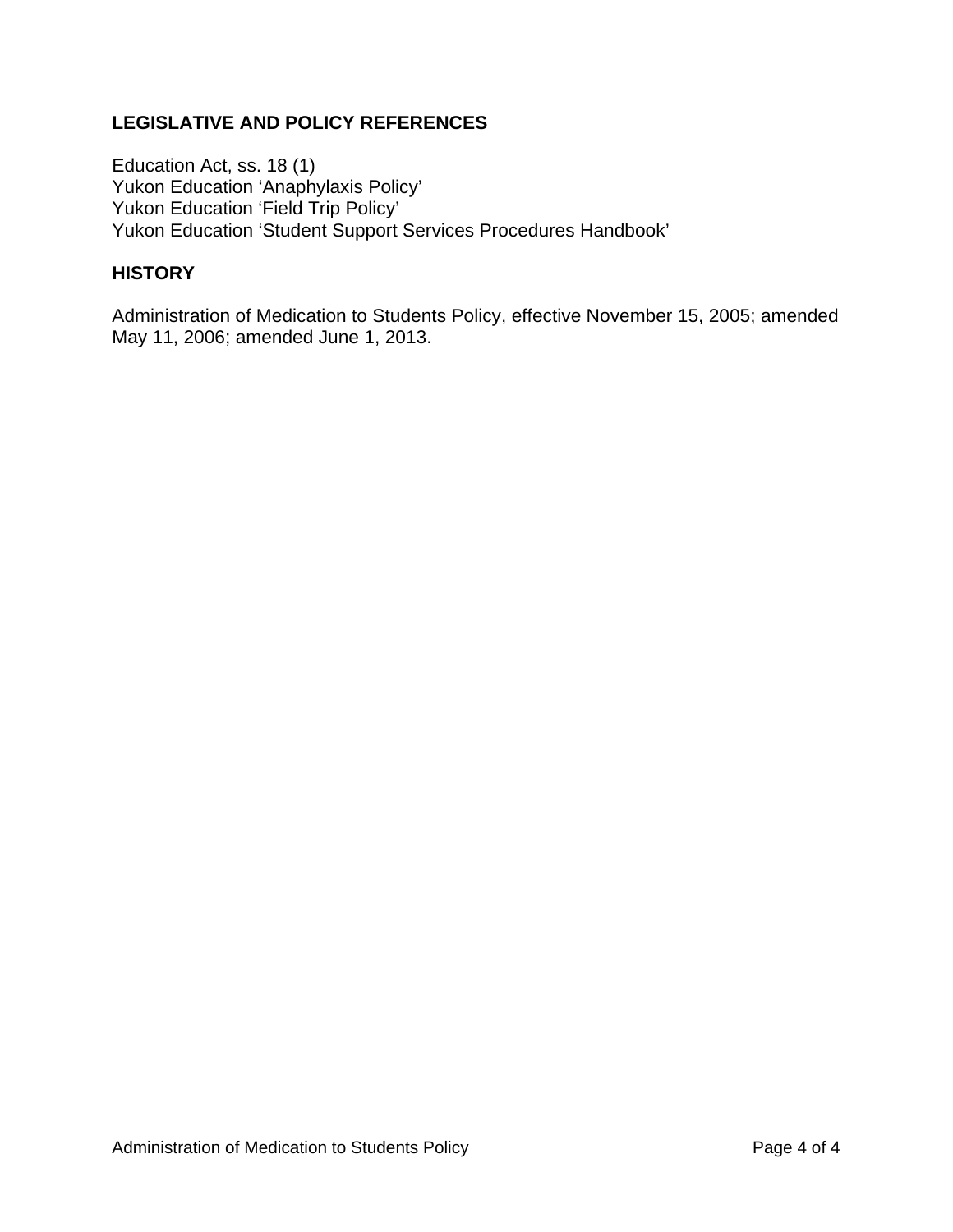## LEGISLATIVE AND POLICY REFERENCES

Education Act, ss. 18 (1)
Yukon Education 'Anaphylaxis Policy'
Yukon Education 'Field Trip Policy'
Yukon Education 'Student Support Services Procedures Handbook'

## HISTORY

Administration of Medication to Students Policy, effective November 15, 2005; amended May 11, 2006; amended June 1, 2013.